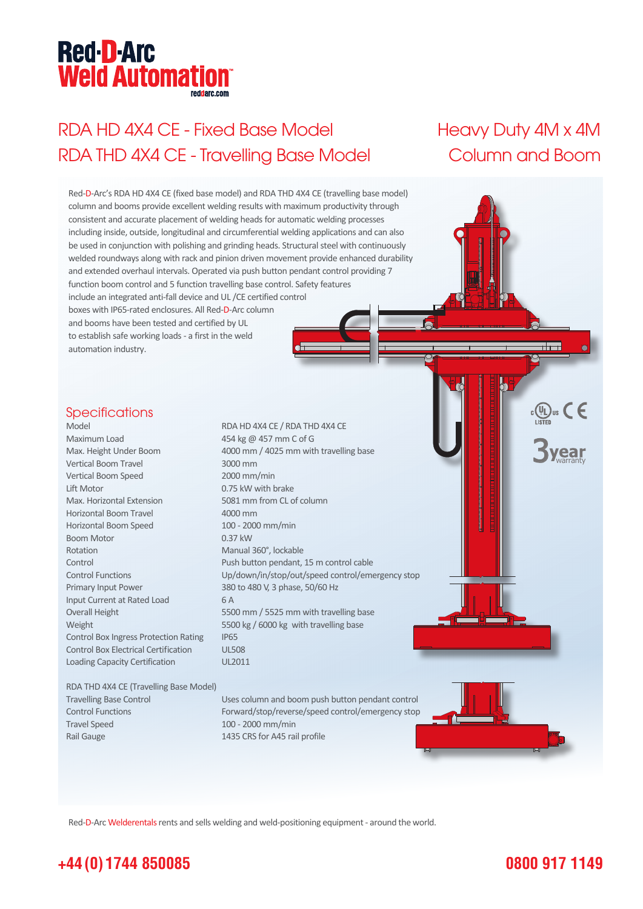# Red-D-Arc Weld Automation

reddarc.com

## RDA HD 4X4 CE - Fixed Base Model
## RDA THD 4X4 CE - Travelling Base Model

## Heavy Duty 4M x 4M Column and Boom

Red-D-Arc's RDA HD 4X4 CE (fixed base model) and RDA THD 4X4 CE (travelling base model) column and booms provide excellent welding results with maximum productivity through consistent and accurate placement of welding heads for automatic welding processes including inside, outside, longitudinal and circumferential welding applications and can also be used in conjunction with polishing and grinding heads. Structural steel with continuously welded roundways along with rack and pinion driven movement provide enhanced durability and extended overhaul intervals. Operated via push button pendant control providing 7 function boom control and 5 function travelling base control. Safety features include an integrated anti-fall device and UL /CE certified control boxes with IP65-rated enclosures. All Red-D-Arc column and booms have been tested and certified by UL to establish safe working loads - a first in the weld automation industry.

c UL us LISTED CE

3 year warranty

### Specifications

| | |
|---|---|
| Model | RDA HD 4X4 CE / RDA THD 4X4 CE |
| Maximum Load | 454 kg @ 457 mm C of G |
| Max. Height Under Boom | 4000 mm / 4025 mm with travelling base |
| Vertical Boom Travel | 3000 mm |
| Vertical Boom Speed | 2000 mm/min |
| Lift Motor | 0.75 kW with brake |
| Max. Horizontal Extension | 5081 mm from CL of column |
| Horizontal Boom Travel | 4000 mm |
| Horizontal Boom Speed | 100 - 2000 mm/min |
| Boom Motor | 0.37 kW |
| Rotation | Manual 360°, lockable |
| Control | Push button pendant, 15 m control cable |
| Control Functions | Up/down/in/stop/out/speed control/emergency stop |
| Primary Input Power | 380 to 480 V, 3 phase, 50/60 Hz |
| Input Current at Rated Load | 6 A |
| Overall Height | 5500 mm / 5525 mm with travelling base |
| Weight | 5500 kg / 6000 kg with travelling base |
| Control Box Ingress Protection Rating | IP65 |
| Control Box Electrical Certification | UL508 |
| Loading Capacity Certification | UL2011 |

RDA THD 4X4 CE (Travelling Base Model)

| | |
|---|---|
| Travelling Base Control | Uses column and boom push button pendant control |
| Control Functions | Forward/stop/reverse/speed control/emergency stop |
| Travel Speed | 100 - 2000 mm/min |
| Rail Gauge | 1435 CRS for A45 rail profile |

Red-D-Arc Welderentals rents and sells welding and weld-positioning equipment - around the world.

**+44 (0) 1744 850085** **0800 917 1149**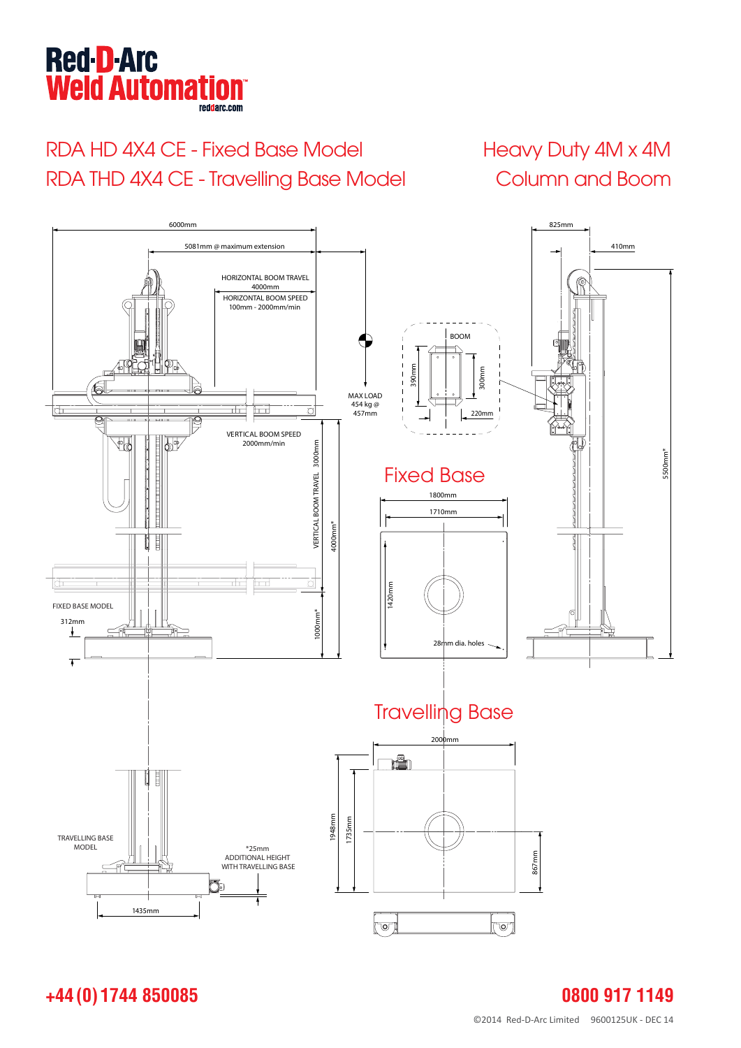# Red-D-Arc Weld Automation

reddarc.com

## RDA HD 4X4 CE - Fixed Base Model
## RDA THD 4X4 CE - Travelling Base Model

## Heavy Duty 4M x 4M Column and Boom

6000mm

5081mm @ maximum extension

HORIZONTAL BOOM TRAVEL 4000mm

HORIZONTAL BOOM SPEED 100mm - 2000mm/min

MAX LOAD 454 kg @ 457mm

BOOM

390mm

300mm

220mm

825mm

410mm

5500mm*

VERTICAL BOOM SPEED 2000mm/min

VERTICAL BOOM TRAVEL 3000mm

4000mm*

1000mm*

FIXED BASE MODEL

312mm

### Fixed Base

1800mm

1710mm

1420mm

28mm dia. holes

### Travelling Base

2000mm

1948mm

1735mm

867mm

TRAVELLING BASE MODEL

*25mm ADDITIONAL HEIGHT WITH TRAVELLING BASE

1435mm

**+44 (0) 1744 850085**

**0800 917 1149**

©2014 Red-D-Arc Limited 9600125UK - DEC 14